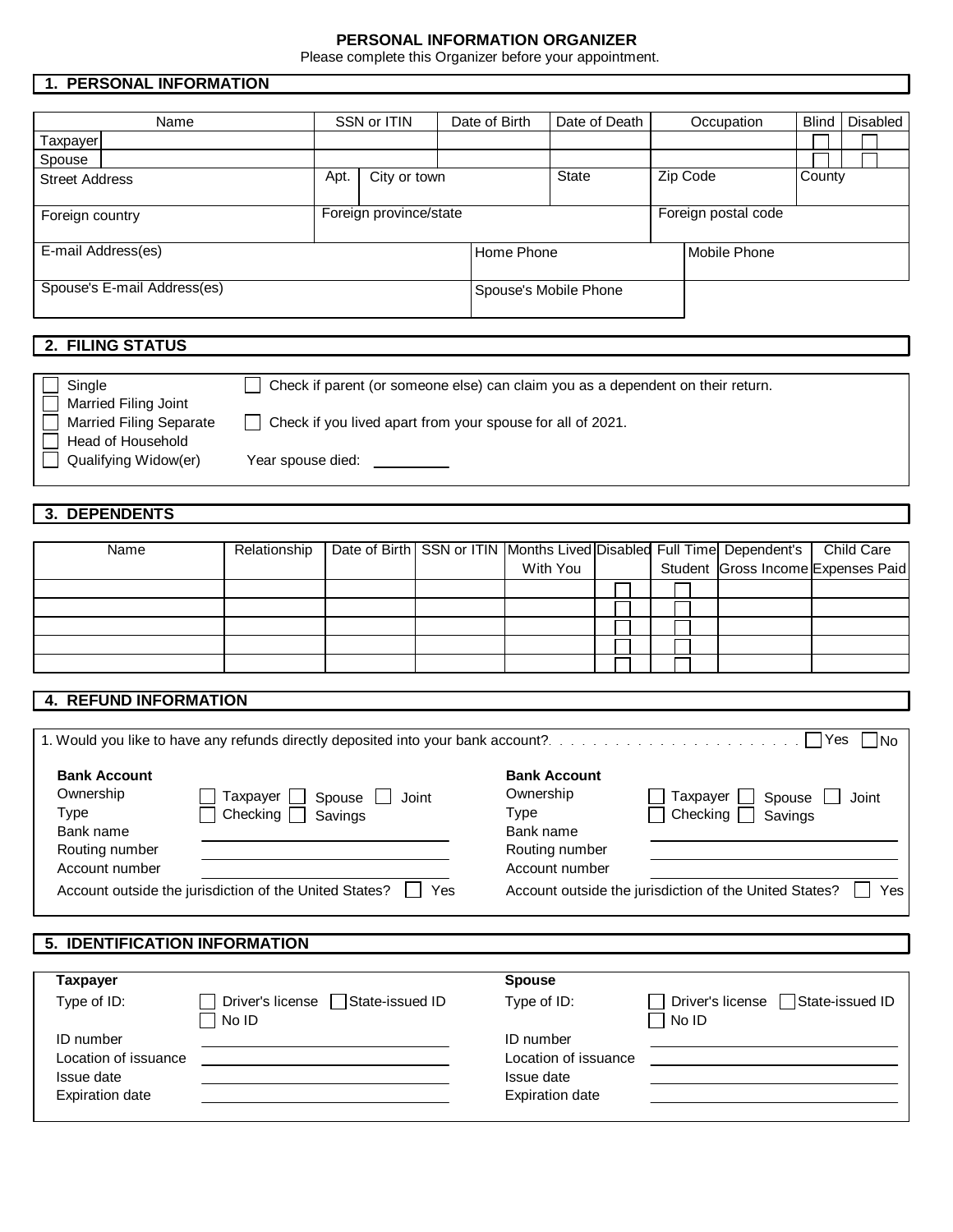# PERSONAL INFORMATION ORGANIZER

Please complete this Organizer before your appointment.

## 1. PERSONAL INFORMATION

| Name | SSN or ITIN | Date of Birth | Date of Death | Occupation | Blind | Disabled |
|---|---|---|---|---|---|---|
| Taxpayer | | | | | ☐ | ☐ |
| Spouse | | | | | ☐ | ☐ |

| Street Address | Apt. | City or town | State | Zip Code | County |
|---|---|---|---|---|---|
| | | | | | |

| Foreign country | Foreign province/state | Foreign postal code |
|---|---|---|
| | | |

| E-mail Address(es) | Home Phone | Mobile Phone |
|---|---|---|
| | | |

| Spouse's E-mail Address(es) | Spouse's Mobile Phone |
|---|---|
| | |

## 2. FILING STATUS

- ☐ Single
- ☐ Married Filing Joint
- ☐ Married Filing Separate
- ☐ Head of Household
- ☐ Qualifying Widow(er)

☐ Check if parent (or someone else) can claim you as a dependent on their return.

☐ Check if you lived apart from your spouse for all of 2021.

Year spouse died: __________

## 3. DEPENDENTS

| Name | Relationship | Date of Birth | SSN or ITIN | Months Lived With You | Disabled | Full Time Student | Dependent's Gross Income | Child Care Expenses Paid |
|---|---|---|---|---|---|---|---|---|
| | | | | | ☐ | ☐ | | |
| | | | | | ☐ | ☐ | | |
| | | | | | ☐ | ☐ | | |
| | | | | | ☐ | ☐ | | |
| | | | | | ☐ | ☐ | | |

## 4. REFUND INFORMATION

1. Would you like to have any refunds directly deposited into your bank account? . . . . . . . . . . . . . . . . . . . . . . ☐ Yes ☐ No

**Bank Account**

Ownership ☐ Taxpayer ☐ Spouse ☐ Joint

Type ☐ Checking ☐ Savings

Bank name ______________________

Routing number ______________________

Account number ______________________

Account outside the jurisdiction of the United States? ☐ Yes

**Bank Account**

Ownership ☐ Taxpayer ☐ Spouse ☐ Joint

Type ☐ Checking ☐ Savings

Bank name ______________________

Routing number ______________________

Account number ______________________

Account outside the jurisdiction of the United States? ☐ Yes

## 5. IDENTIFICATION INFORMATION

**Taxpayer**

Type of ID: ☐ Driver's license ☐ State-issued ID ☐ No ID

ID number ______________________

Location of issuance ______________________

Issue date ______________________

Expiration date ______________________

**Spouse**

Type of ID: ☐ Driver's license ☐ State-issued ID ☐ No ID

ID number ______________________

Location of issuance ______________________

Issue date ______________________

Expiration date ______________________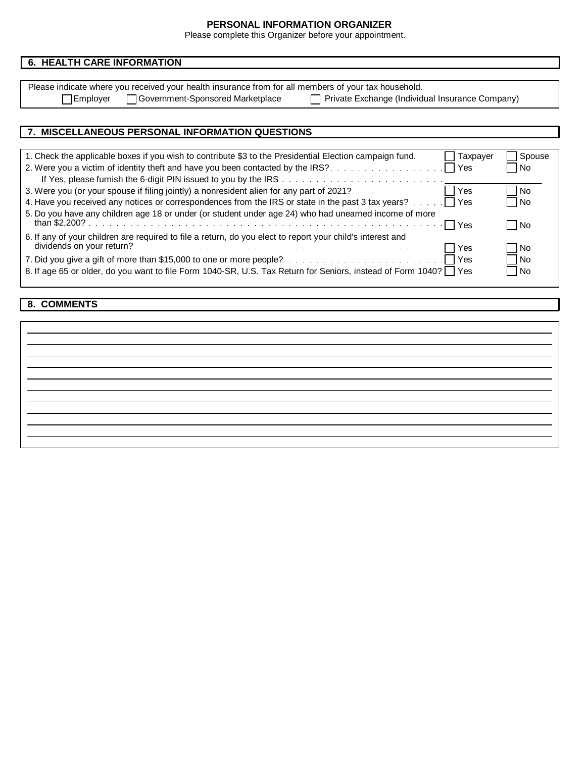# PERSONAL INFORMATION ORGANIZER

Please complete this Organizer before your appointment.

## 6. HEALTH CARE INFORMATION

Please indicate where you received your health insurance from for all members of your tax household.

☐ Employer ☐ Government-Sponsored Marketplace ☐ Private Exchange (Individual Insurance Company)

## 7. MISCELLANEOUS PERSONAL INFORMATION QUESTIONS

| Question | | |
|---|---|---|
| 1. Check the applicable boxes if you wish to contribute $3 to the Presidential Election campaign fund. | ☐ Taxpayer | ☐ Spouse |
| 2. Were you a victim of identity theft and have you been contacted by the IRS? | ☐ Yes | ☐ No |
| If Yes, please furnish the 6-digit PIN issued to you by the IRS | ______________ | |
| 3. Were you (or your spouse if filing jointly) a nonresident alien for any part of 2021? | ☐ Yes | ☐ No |
| 4. Have you received any notices or correspondences from the IRS or state in the past 3 tax years? | ☐ Yes | ☐ No |
| 5. Do you have any children age 18 or under (or student under age 24) who had unearned income of more than $2,200? | ☐ Yes | ☐ No |
| 6. If any of your children are required to file a return, do you elect to report your child's interest and dividends on your return? | ☐ Yes | ☐ No |
| 7. Did you give a gift of more than $15,000 to one or more people? | ☐ Yes | ☐ No |
| 8. If age 65 or older, do you want to file Form 1040-SR, U.S. Tax Return for Seniors, instead of Form 1040? | ☐ Yes | ☐ No |

## 8. COMMENTS

______________________________________________________________________

______________________________________________________________________

______________________________________________________________________

______________________________________________________________________

______________________________________________________________________

______________________________________________________________________

______________________________________________________________________

______________________________________________________________________

______________________________________________________________________

______________________________________________________________________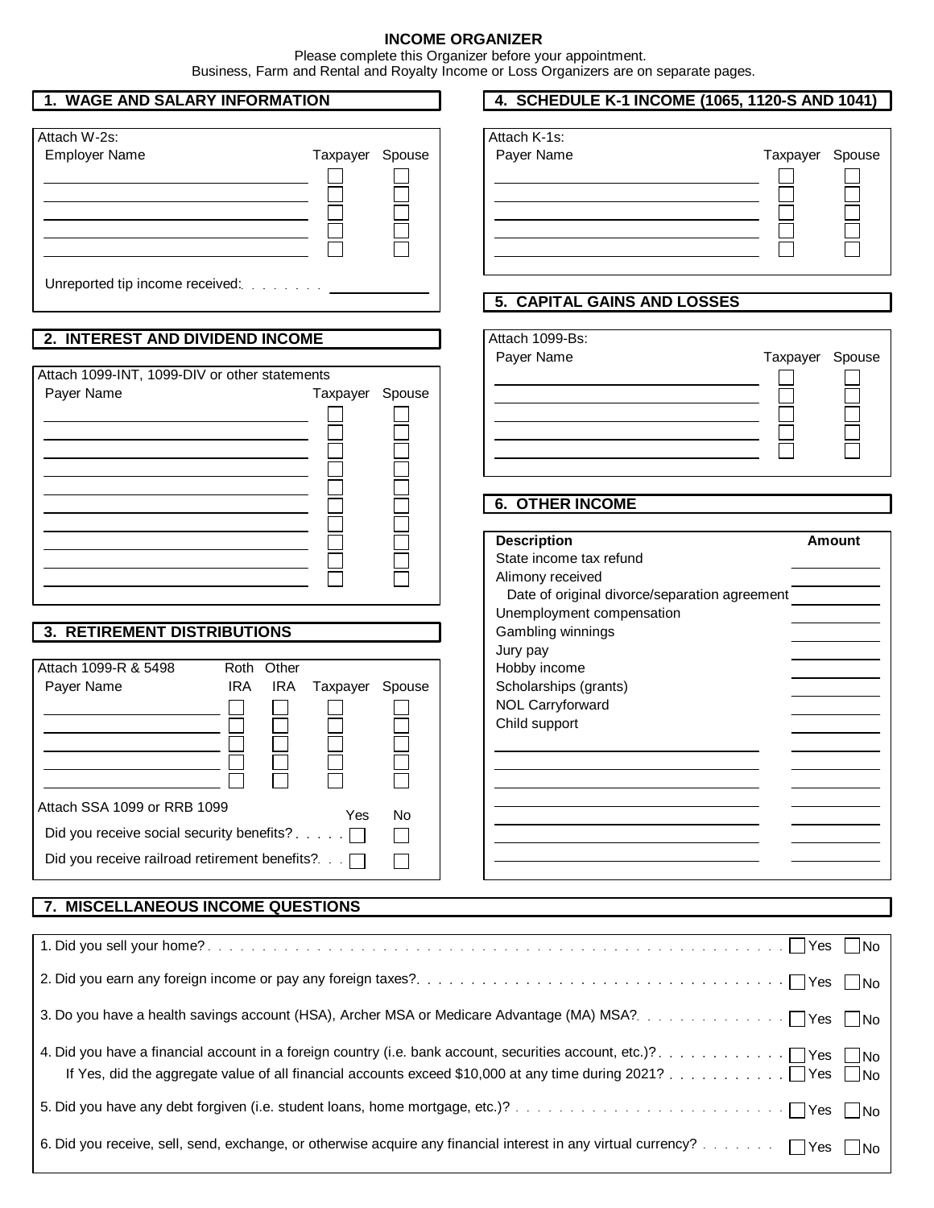# INCOME ORGANIZER

Please complete this Organizer before your appointment.
Business, Farm and Rental and Royalty Income or Loss Organizers are on separate pages.

## 1. WAGE AND SALARY INFORMATION

Attach W-2s:

| Employer Name | Taxpayer | Spouse |
|---|---|---|
| | ☐ | ☐ |
| | ☐ | ☐ |
| | ☐ | ☐ |
| | ☐ | ☐ |
| | ☐ | ☐ |

Unreported tip income received: . . . . . . . . ____________

## 2. INTEREST AND DIVIDEND INCOME

Attach 1099-INT, 1099-DIV or other statements

| Payer Name | Taxpayer | Spouse |
|---|---|---|
| | ☐ | ☐ |
| | ☐ | ☐ |
| | ☐ | ☐ |
| | ☐ | ☐ |
| | ☐ | ☐ |
| | ☐ | ☐ |
| | ☐ | ☐ |
| | ☐ | ☐ |
| | ☐ | ☐ |
| | ☐ | ☐ |

## 3. RETIREMENT DISTRIBUTIONS

Attach 1099-R & 5498

| Payer Name | Roth IRA | Other IRA | Taxpayer | Spouse |
|---|---|---|---|---|
| | ☐ | ☐ | ☐ | ☐ |
| | ☐ | ☐ | ☐ | ☐ |
| | ☐ | ☐ | ☐ | ☐ |
| | ☐ | ☐ | ☐ | ☐ |
| | ☐ | ☐ | ☐ | ☐ |

Attach SSA 1099 or RRB 1099

| | Yes | No |
|---|---|---|
| Did you receive social security benefits? . . . . . | ☐ | ☐ |
| Did you receive railroad retirement benefits? . . . | ☐ | ☐ |

## 4. SCHEDULE K-1 INCOME (1065, 1120-S AND 1041)

Attach K-1s:

| Payer Name | Taxpayer | Spouse |
|---|---|---|
| | ☐ | ☐ |
| | ☐ | ☐ |
| | ☐ | ☐ |
| | ☐ | ☐ |
| | ☐ | ☐ |

## 5. CAPITAL GAINS AND LOSSES

Attach 1099-Bs:

| Payer Name | Taxpayer | Spouse |
|---|---|---|
| | ☐ | ☐ |
| | ☐ | ☐ |
| | ☐ | ☐ |
| | ☐ | ☐ |
| | ☐ | ☐ |

## 6. OTHER INCOME

| Description | Amount |
|---|---|
| State income tax refund | |
| Alimony received | |
| Date of original divorce/separation agreement | |
| Unemployment compensation | |
| Gambling winnings | |
| Jury pay | |
| Hobby income | |
| Scholarships (grants) | |
| NOL Carryforward | |
| Child support | |
| | |
| | |
| | |
| | |
| | |
| | |

## 7. MISCELLANEOUS INCOME QUESTIONS

1. Did you sell your home? . . . . . . . . . . . . . . . . . . . . . . . . . . . . . . . . . . . . . . . . . ☐ Yes ☐ No
2. Did you earn any foreign income or pay any foreign taxes? . . . . . . . . . . . . . . . . . . . . . . . . . . . . . . . ☐ Yes ☐ No
3. Do you have a health savings account (HSA), Archer MSA or Medicare Advantage (MA) MSA? . . . . . . . . . . . . . ☐ Yes ☐ No
4. Did you have a financial account in a foreign country (i.e. bank account, securities account, etc.)? . . . . . . . . . . . ☐ Yes ☐ No
   If Yes, did the aggregate value of all financial accounts exceed $10,000 at any time during 2021? . . . . . . . . . . . ☐ Yes ☐ No
5. Did you have any debt forgiven (i.e. student loans, home mortgage, etc.)? . . . . . . . . . . . . . . . . . . . . . . . ☐ Yes ☐ No
6. Did you receive, sell, send, exchange, or otherwise acquire any financial interest in any virtual currency? . . . . . . . ☐ Yes ☐ No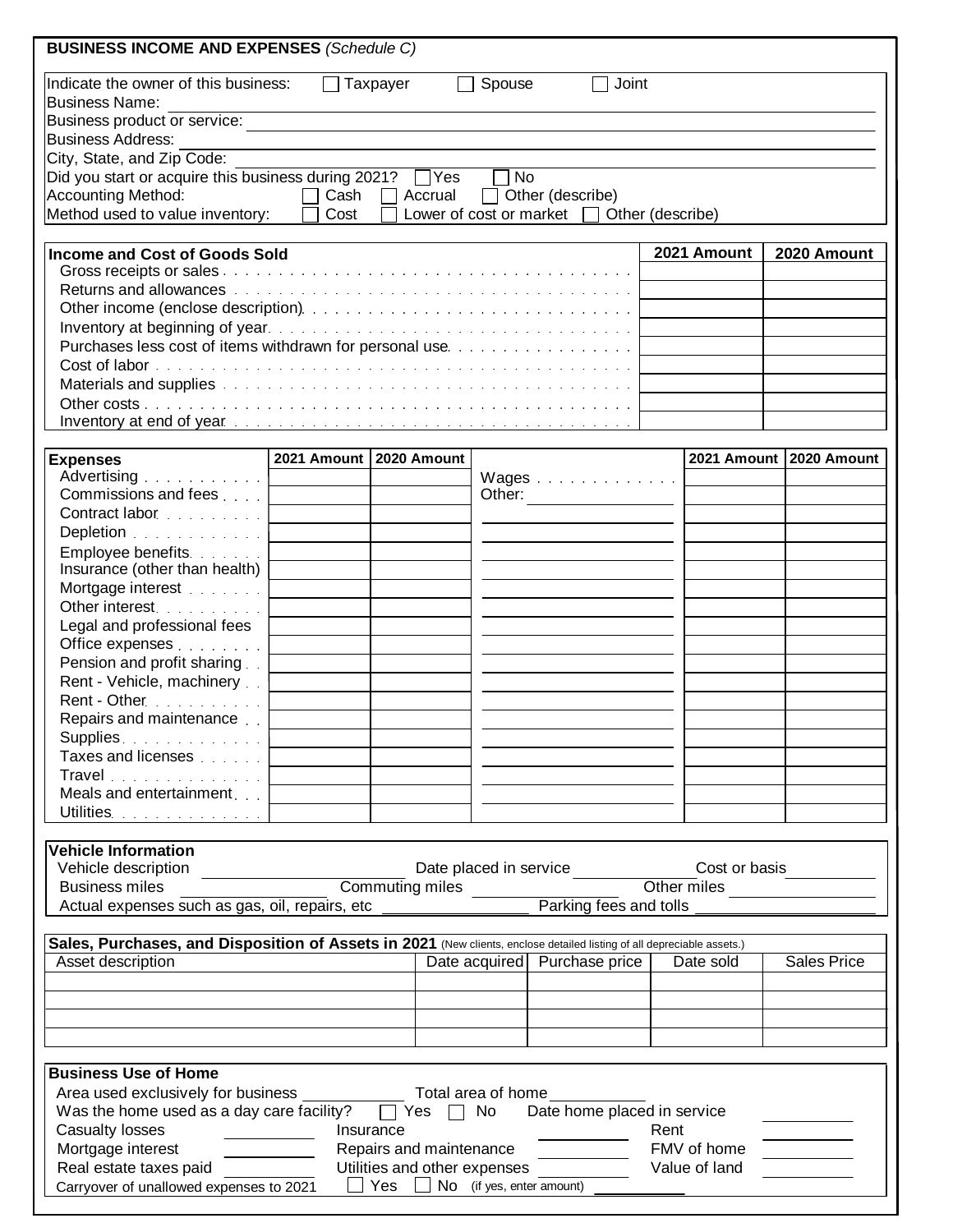## BUSINESS INCOME AND EXPENSES *(Schedule C)*

Indicate the owner of this business: ☐ Taxpayer ☐ Spouse ☐ Joint

Business Name: ______

Business product or service: ______

Business Address: ______

City, State, and Zip Code: ______

Did you start or acquire this business during 2021? ☐ Yes ☐ No

Accounting Method: ☐ Cash ☐ Accrual ☐ Other (describe)

Method used to value inventory: ☐ Cost ☐ Lower of cost or market ☐ Other (describe)

| Income and Cost of Goods Sold | 2021 Amount | 2020 Amount |
|---|---|---|
| Gross receipts or sales | | |
| Returns and allowances | | |
| Other income (enclose description) | | |
| Inventory at beginning of year | | |
| Purchases less cost of items withdrawn for personal use | | |
| Cost of labor | | |
| Materials and supplies | | |
| Other costs | | |
| Inventory at end of year | | |

| Expenses | 2021 Amount | 2020 Amount | | 2021 Amount | 2020 Amount |
|---|---|---|---|---|---|
| Advertising | | | Wages | | |
| Commissions and fees | | | Other: | | |
| Contract labor | | | | | |
| Depletion | | | | | |
| Employee benefits | | | | | |
| Insurance (other than health) | | | | | |
| Mortgage interest | | | | | |
| Other interest | | | | | |
| Legal and professional fees | | | | | |
| Office expenses | | | | | |
| Pension and profit sharing | | | | | |
| Rent - Vehicle, machinery | | | | | |
| Rent - Other | | | | | |
| Repairs and maintenance | | | | | |
| Supplies | | | | | |
| Taxes and licenses | | | | | |
| Travel | | | | | |
| Meals and entertainment | | | | | |
| Utilities | | | | | |

### Vehicle Information

Vehicle description ______ Date placed in service ______ Cost or basis ______

Business miles ______ Commuting miles ______ Other miles ______

Actual expenses such as gas, oil, repairs, etc ______ Parking fees and tolls ______

### Sales, Purchases, and Disposition of Assets in 2021 (New clients, enclose detailed listing of all depreciable assets.)

| Asset description | Date acquired | Purchase price | Date sold | Sales Price |
|---|---|---|---|---|
| | | | | |
| | | | | |
| | | | | |
| | | | | |

### Business Use of Home

Area used exclusively for business ______ Total area of home ______

Was the home used as a day care facility? ☐ Yes ☐ No Date home placed in service ______

Casualty losses ______ Insurance ______ Rent ______

Mortgage interest ______ Repairs and maintenance ______ FMV of home ______

Real estate taxes paid ______ Utilities and other expenses ______ Value of land ______

Carryover of unallowed expenses to 2021 ☐ Yes ☐ No (if yes, enter amount) ______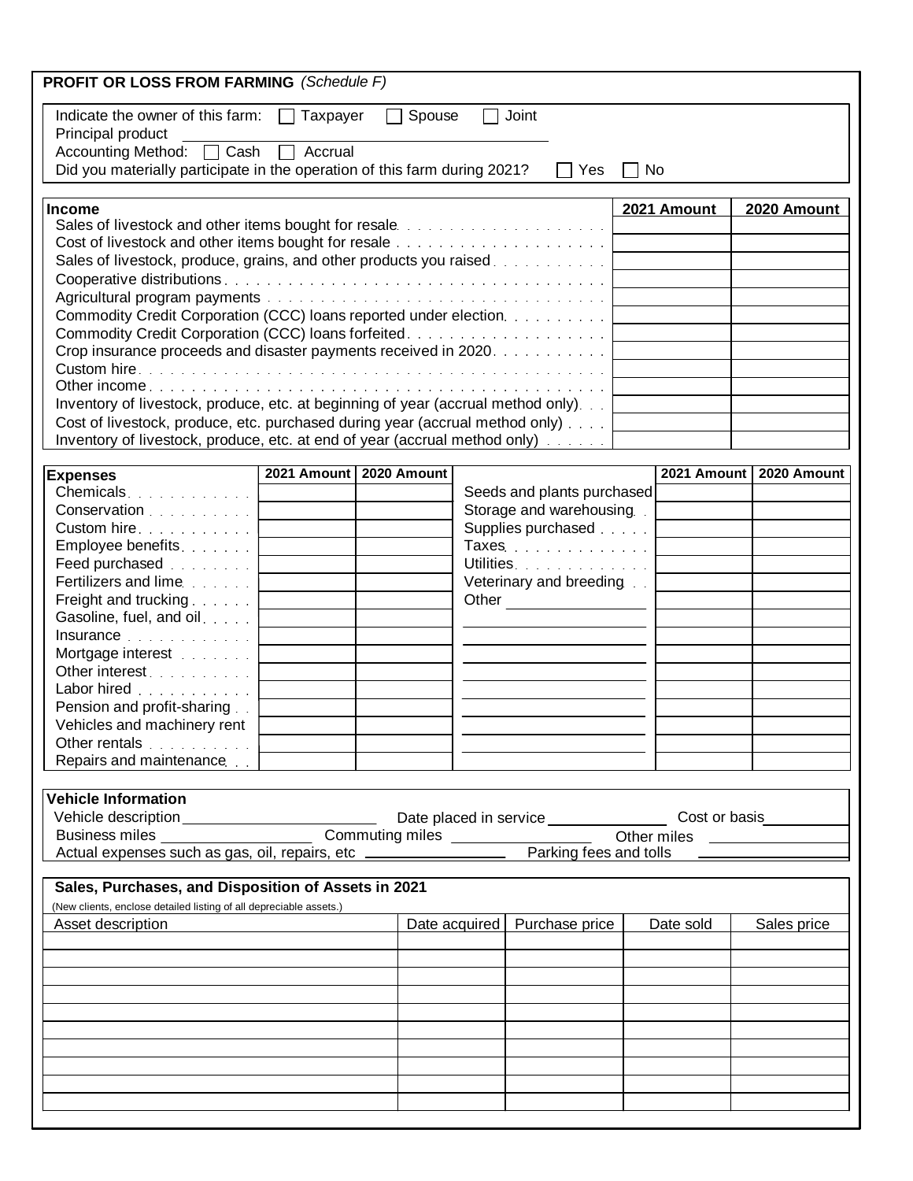## PROFIT OR LOSS FROM FARMING *(Schedule F)*

Indicate the owner of this farm: ☐ Taxpayer ☐ Spouse ☐ Joint

Principal product \_\_\_\_\_\_\_\_\_\_\_\_\_\_\_\_\_\_\_\_\_\_\_\_\_\_\_\_\_\_

Accounting Method: ☐ Cash ☐ Accrual

Did you materially participate in the operation of this farm during 2021? ☐ Yes ☐ No

| Income | 2021 Amount | 2020 Amount |
|---|---|---|
| Sales of livestock and other items bought for resale | | |
| Cost of livestock and other items bought for resale | | |
| Sales of livestock, produce, grains, and other products you raised | | |
| Cooperative distributions | | |
| Agricultural program payments | | |
| Commodity Credit Corporation (CCC) loans reported under election | | |
| Commodity Credit Corporation (CCC) loans forfeited | | |
| Crop insurance proceeds and disaster payments received in 2020 | | |
| Custom hire | | |
| Other income | | |
| Inventory of livestock, produce, etc. at beginning of year (accrual method only) | | |
| Cost of livestock, produce, etc. purchased during year (accrual method only) | | |
| Inventory of livestock, produce, etc. at end of year (accrual method only) | | |

| Expenses | 2021 Amount | 2020 Amount | | 2021 Amount | 2020 Amount |
|---|---|---|---|---|---|
| Chemicals | | | Seeds and plants purchased | | |
| Conservation | | | Storage and warehousing | | |
| Custom hire | | | Supplies purchased | | |
| Employee benefits | | | Taxes | | |
| Feed purchased | | | Utilities | | |
| Fertilizers and lime | | | Veterinary and breeding | | |
| Freight and trucking | | | Other \_\_\_\_\_\_\_\_\_\_\_\_ | | |
| Gasoline, fuel, and oil | | | | | |
| Insurance | | | | | |
| Mortgage interest | | | | | |
| Other interest | | | | | |
| Labor hired | | | | | |
| Pension and profit-sharing | | | | | |
| Vehicles and machinery rent | | | | | |
| Other rentals | | | | | |
| Repairs and maintenance | | | | | |

### Vehicle Information

Vehicle description \_\_\_\_\_\_\_\_\_\_\_\_\_\_\_\_ Date placed in service \_\_\_\_\_\_\_\_\_\_ Cost or basis \_\_\_\_\_\_\_\_

Business miles \_\_\_\_\_\_\_\_\_\_\_\_ Commuting miles \_\_\_\_\_\_\_\_\_\_\_\_ Other miles \_\_\_\_\_\_\_\_\_\_\_\_

Actual expenses such as gas, oil, repairs, etc \_\_\_\_\_\_\_\_\_\_\_\_ Parking fees and tolls \_\_\_\_\_\_\_\_\_\_\_\_

### Sales, Purchases, and Disposition of Assets in 2021

(New clients, enclose detailed listing of all depreciable assets.)

| Asset description | Date acquired | Purchase price | Date sold | Sales price |
|---|---|---|---|---|
| | | | | |
| | | | | |
| | | | | |
| | | | | |
| | | | | |
| | | | | |
| | | | | |
| | | | | |
| | | | | |
| | | | | |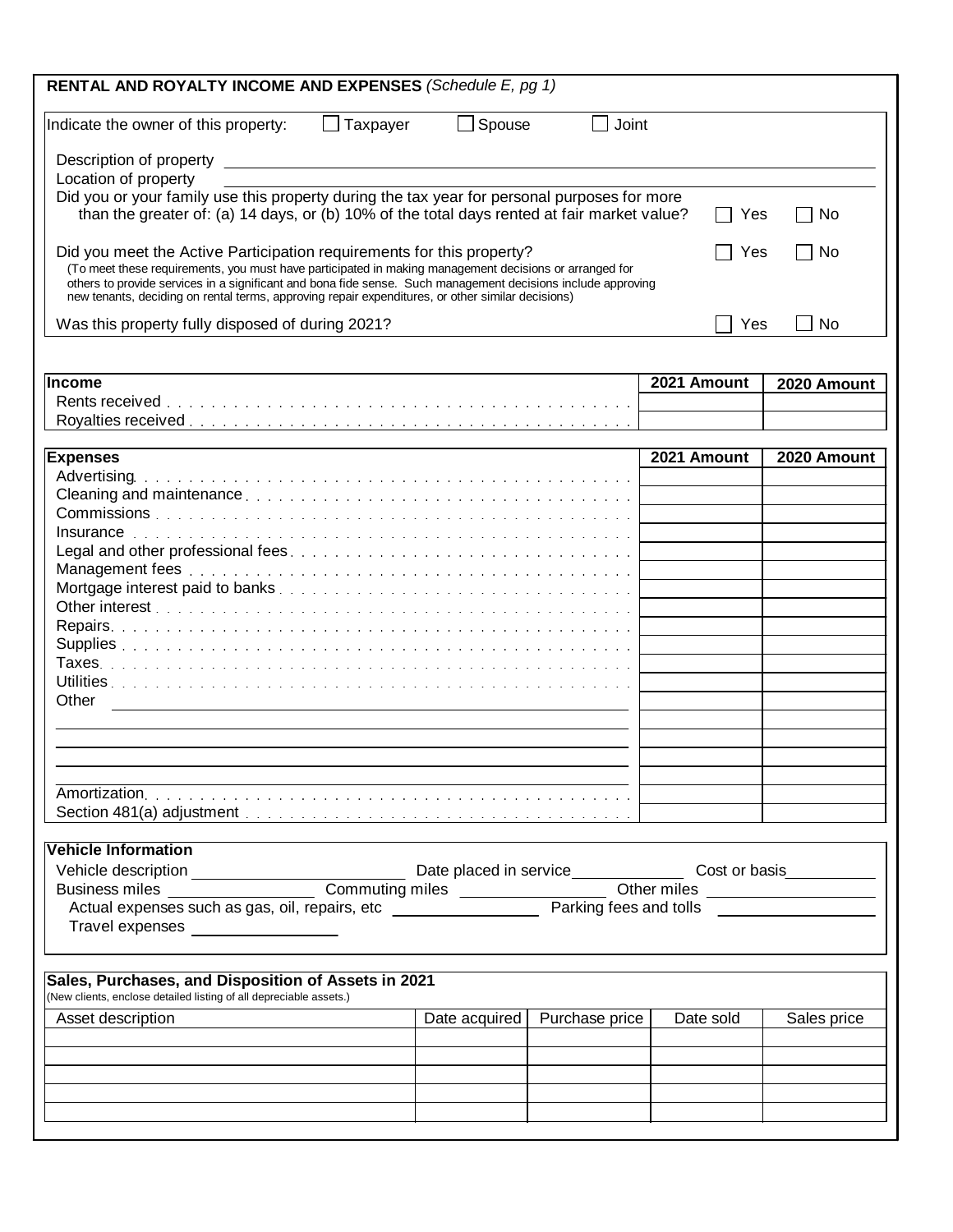## RENTAL AND ROYALTY INCOME AND EXPENSES *(Schedule E, pg 1)*

Indicate the owner of this property: ☐ Taxpayer ☐ Spouse ☐ Joint

Description of property ____________________

Location of property ____________________

Did you or your family use this property during the tax year for personal purposes for more than the greater of: (a) 14 days, or (b) 10% of the total days rented at fair market value? ☐ Yes ☐ No

Did you meet the Active Participation requirements for this property? ☐ Yes ☐ No
(To meet these requirements, you must have participated in making management decisions or arranged for others to provide services in a significant and bona fide sense. Such management decisions include approving new tenants, deciding on rental terms, approving repair expenditures, or other similar decisions)

Was this property fully disposed of during 2021? ☐ Yes ☐ No

| Income | 2021 Amount | 2020 Amount |
|---|---|---|
| Rents received | | |
| Royalties received | | |

| Expenses | 2021 Amount | 2020 Amount |
|---|---|---|
| Advertising | | |
| Cleaning and maintenance | | |
| Commissions | | |
| Insurance | | |
| Legal and other professional fees | | |
| Management fees | | |
| Mortgage interest paid to banks | | |
| Other interest | | |
| Repairs | | |
| Supplies | | |
| Taxes | | |
| Utilities | | |
| Other | | |
| | | |
| | | |
| | | |
| | | |
| Amortization | | |
| Section 481(a) adjustment | | |

### Vehicle Information

Vehicle description ____________ Date placed in service ____________ Cost or basis ____________

Business miles ____________ Commuting miles ____________ Other miles ____________

Actual expenses such as gas, oil, repairs, etc ____________ Parking fees and tolls ____________

Travel expenses ____________

### Sales, Purchases, and Disposition of Assets in 2021

(New clients, enclose detailed listing of all depreciable assets.)

| Asset description | Date acquired | Purchase price | Date sold | Sales price |
|---|---|---|---|---|
| | | | | |
| | | | | |
| | | | | |
| | | | | |
| | | | | |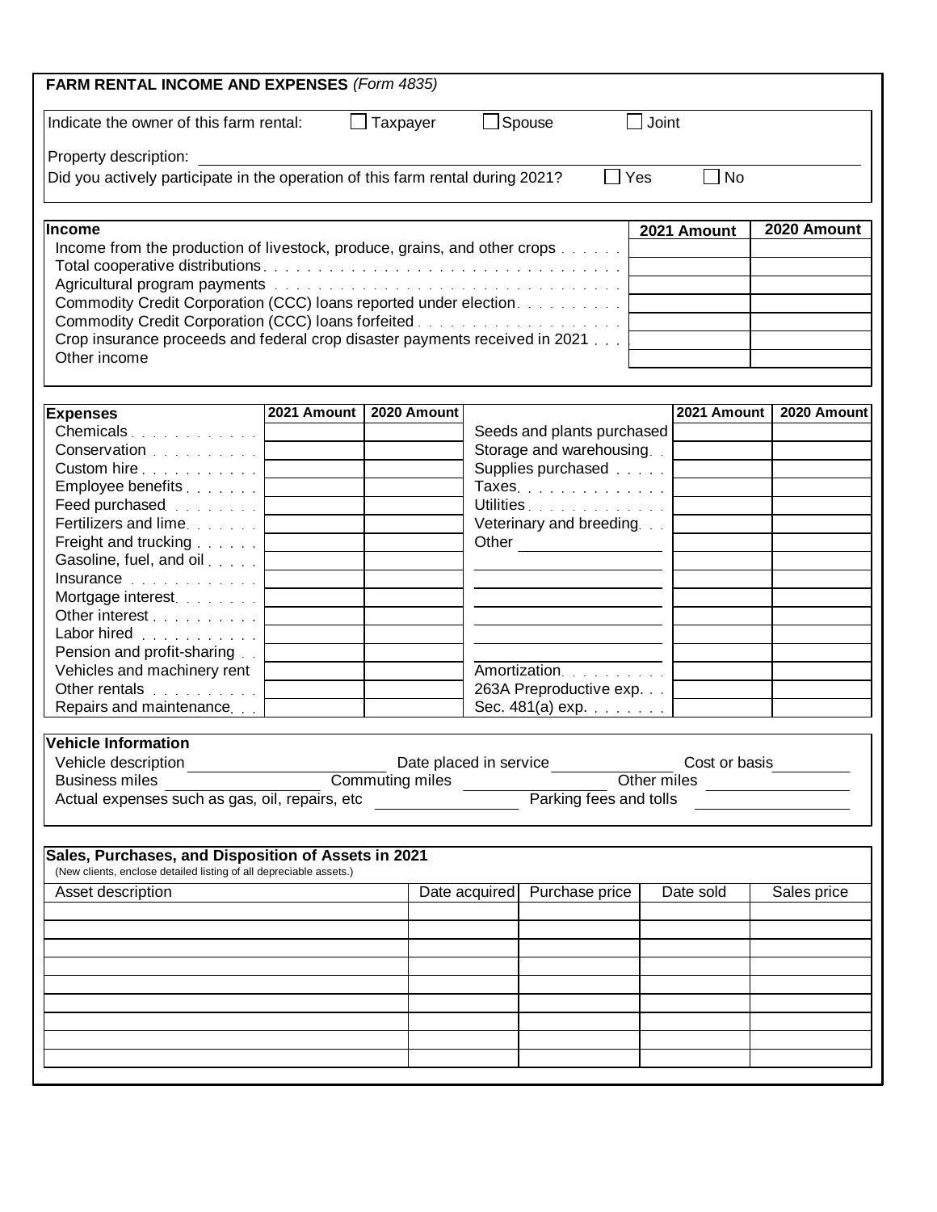## FARM RENTAL INCOME AND EXPENSES *(Form 4835)*

Indicate the owner of this farm rental: ☐ Taxpayer ☐ Spouse ☐ Joint

Property description: ____________________

Did you actively participate in the operation of this farm rental during 2021? ☐ Yes ☐ No

| Income | 2021 Amount | 2020 Amount |
|---|---|---|
| Income from the production of livestock, produce, grains, and other crops | | |
| Total cooperative distributions | | |
| Agricultural program payments | | |
| Commodity Credit Corporation (CCC) loans reported under election | | |
| Commodity Credit Corporation (CCC) loans forfeited | | |
| Crop insurance proceeds and federal crop disaster payments received in 2021 | | |
| Other income | | |

| Expenses | 2021 Amount | 2020 Amount | | 2021 Amount | 2020 Amount |
|---|---|---|---|---|---|
| Chemicals | | | Seeds and plants purchased | | |
| Conservation | | | Storage and warehousing | | |
| Custom hire | | | Supplies purchased | | |
| Employee benefits | | | Taxes | | |
| Feed purchased | | | Utilities | | |
| Fertilizers and lime | | | Veterinary and breeding | | |
| Freight and trucking | | | Other ____________ | | |
| Gasoline, fuel, and oil | | | ____________ | | |
| Insurance | | | ____________ | | |
| Mortgage interest | | | ____________ | | |
| Other interest | | | ____________ | | |
| Labor hired | | | ____________ | | |
| Pension and profit-sharing | | | ____________ | | |
| Vehicles and machinery rent | | | Amortization | | |
| Other rentals | | | 263A Preproductive exp. | | |
| Repairs and maintenance | | | Sec. 481(a) exp. | | |

### Vehicle Information

Vehicle description ____________ Date placed in service ____________ Cost or basis ____________

Business miles ____________ Commuting miles ____________ Other miles ____________

Actual expenses such as gas, oil, repairs, etc ____________ Parking fees and tolls ____________

### Sales, Purchases, and Disposition of Assets in 2021

(New clients, enclose detailed listing of all depreciable assets.)

| Asset description | Date acquired | Purchase price | Date sold | Sales price |
|---|---|---|---|---|
| | | | | |
| | | | | |
| | | | | |
| | | | | |
| | | | | |
| | | | | |
| | | | | |
| | | | | |
| | | | | |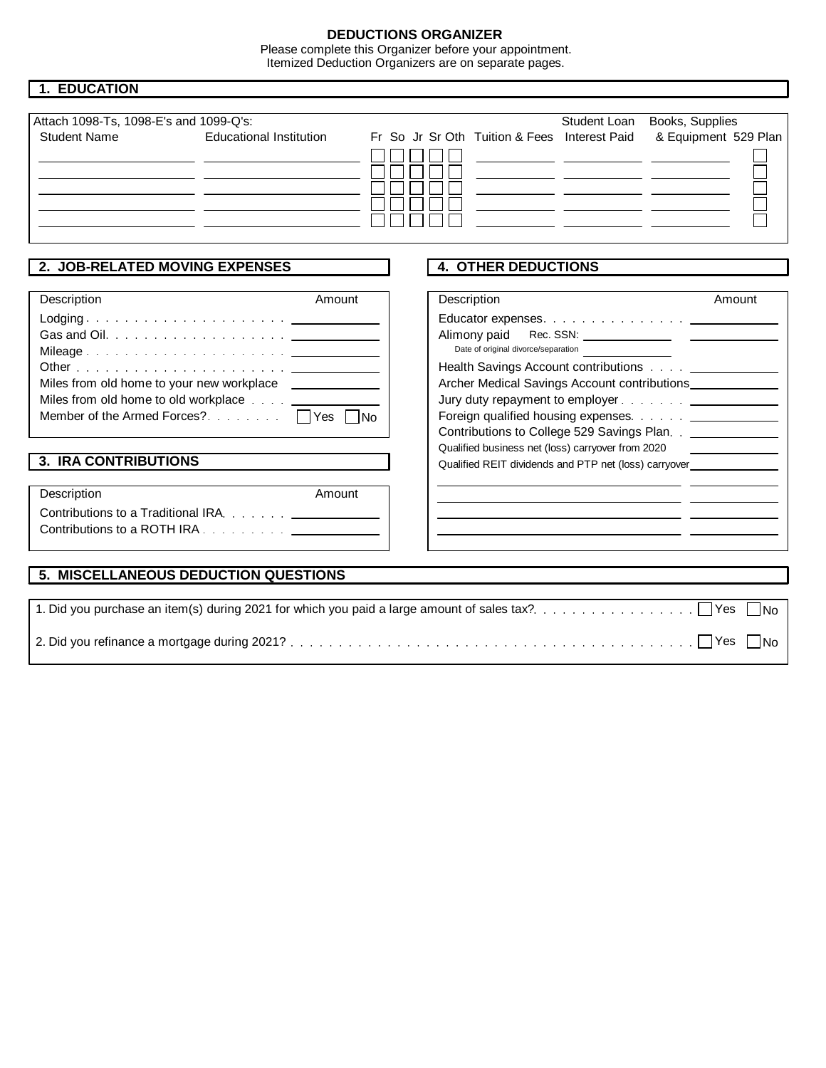# DEDUCTIONS ORGANIZER

Please complete this Organizer before your appointment.
Itemized Deduction Organizers are on separate pages.

## 1. EDUCATION

Attach 1098-Ts, 1098-E's and 1099-Q's:

| Student Name | Educational Institution | Fr | So | Jr | Sr | Oth | Tuition & Fees | Student Loan Interest Paid | Books, Supplies & Equipment | 529 Plan |
|---|---|---|---|---|---|---|---|---|---|---|
| | | ☐ | ☐ | ☐ | ☐ | ☐ | | | | ☐ |
| | | ☐ | ☐ | ☐ | ☐ | ☐ | | | | ☐ |
| | | ☐ | ☐ | ☐ | ☐ | ☐ | | | | ☐ |
| | | ☐ | ☐ | ☐ | ☐ | ☐ | | | | ☐ |
| | | ☐ | ☐ | ☐ | ☐ | ☐ | | | | ☐ |

## 2. JOB-RELATED MOVING EXPENSES

| Description | Amount |
|---|---|
| Lodging | |
| Gas and Oil | |
| Mileage | |
| Other | |
| Miles from old home to your new workplace | |
| Miles from old home to old workplace | |
| Member of the Armed Forces? | ☐ Yes ☐ No |

## 3. IRA CONTRIBUTIONS

| Description | Amount |
|---|---|
| Contributions to a Traditional IRA | |
| Contributions to a ROTH IRA | |

## 4. OTHER DEDUCTIONS

| Description | Amount |
|---|---|
| Educator expenses | |
| Alimony paid Rec. SSN: ______ | |
| Date of original divorce/separation ______ | |
| Health Savings Account contributions | |
| Archer Medical Savings Account contributions | |
| Jury duty repayment to employer | |
| Foreign qualified housing expenses | |
| Contributions to College 529 Savings Plan | |
| Qualified business net (loss) carryover from 2020 | |
| Qualified REIT dividends and PTP net (loss) carryover | |
| | |
| | |
| | |
| | |

## 5. MISCELLANEOUS DEDUCTION QUESTIONS

1. Did you purchase an item(s) during 2021 for which you paid a large amount of sales tax? ☐ Yes ☐ No

2. Did you refinance a mortgage during 2021? ☐ Yes ☐ No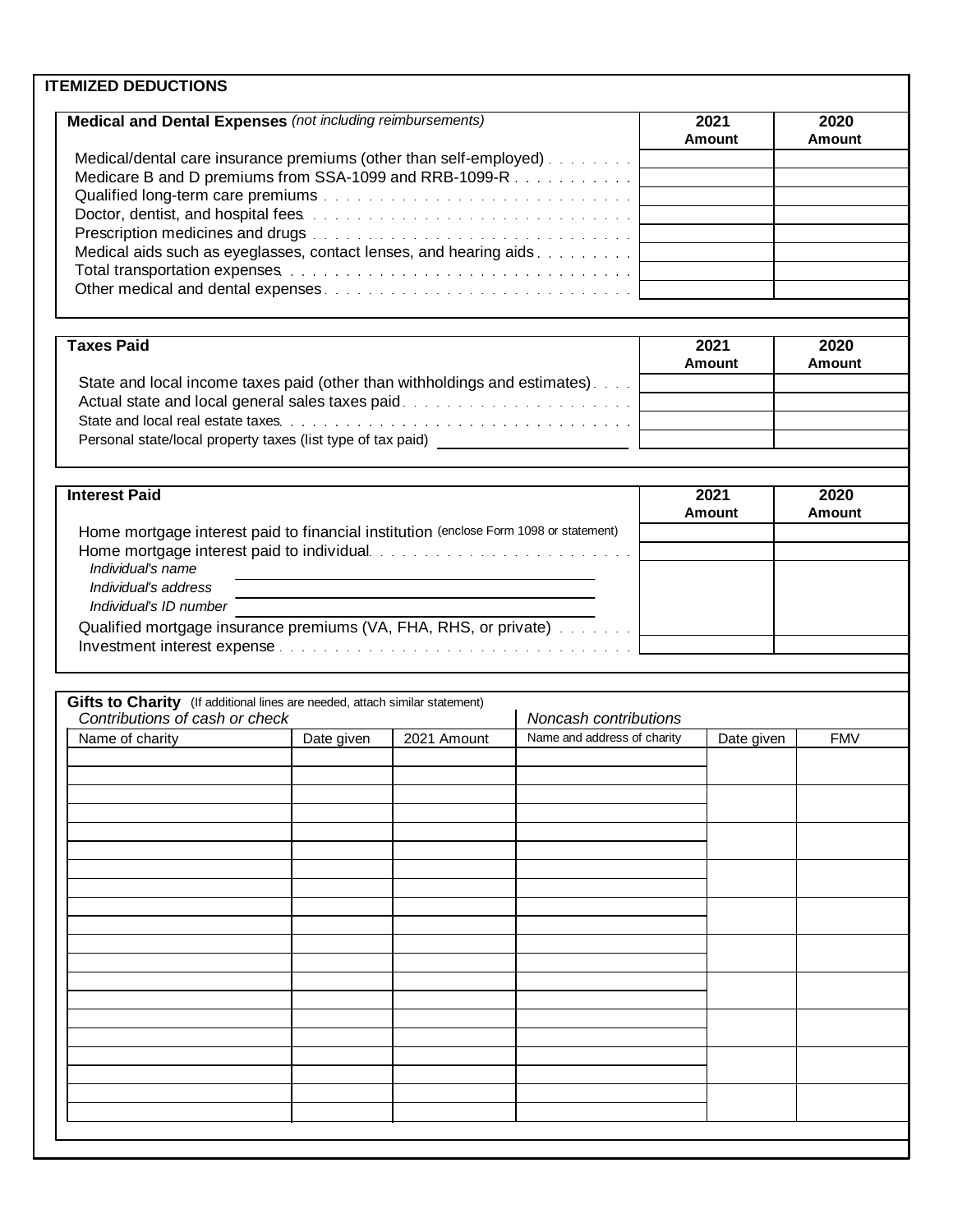## ITEMIZED DEDUCTIONS

### Medical and Dental Expenses *(not including reimbursements)*

| | 2021 Amount | 2020 Amount |
|---|---|---|
| Medical/dental care insurance premiums (other than self-employed) | | |
| Medicare B and D premiums from SSA-1099 and RRB-1099-R | | |
| Qualified long-term care premiums | | |
| Doctor, dentist, and hospital fees | | |
| Prescription medicines and drugs | | |
| Medical aids such as eyeglasses, contact lenses, and hearing aids | | |
| Total transportation expenses | | |
| Other medical and dental expenses | | |

### Taxes Paid

| | 2021 Amount | 2020 Amount |
|---|---|---|
| State and local income taxes paid (other than withholdings and estimates) | | |
| Actual state and local general sales taxes paid | | |
| State and local real estate taxes | | |
| Personal state/local property taxes (list type of tax paid) ____________ | | |

### Interest Paid

| | 2021 Amount | 2020 Amount |
|---|---|---|
| Home mortgage interest paid to financial institution (enclose Form 1098 or statement) | | |
| Home mortgage interest paid to individual | | |
| *Individual's name* ____________ <br> *Individual's address* ____________ <br> *Individual's ID number* ____________ <br> Qualified mortgage insurance premiums (VA, FHA, RHS, or private) | | |
| Investment interest expense | | |

### Gifts to Charity (If additional lines are needed, attach similar statement)

| *Contributions of cash or check* | | | *Noncash contributions* | | |
|---|---|---|---|---|---|
| Name of charity | Date given | 2021 Amount | Name and address of charity | Date given | FMV |
| | | | | | |
| | | | | | |
| | | | | | |
| | | | | | |
| | | | | | |
| | | | | | |
| | | | | | |
| | | | | | |
| | | | | | |
| | | | | | |
| | | | | | |
| | | | | | |
| | | | | | |
| | | | | | |
| | | | | | |
| | | | | | |
| | | | | | |
| | | | | | |
| | | | | | |
| | | | | | |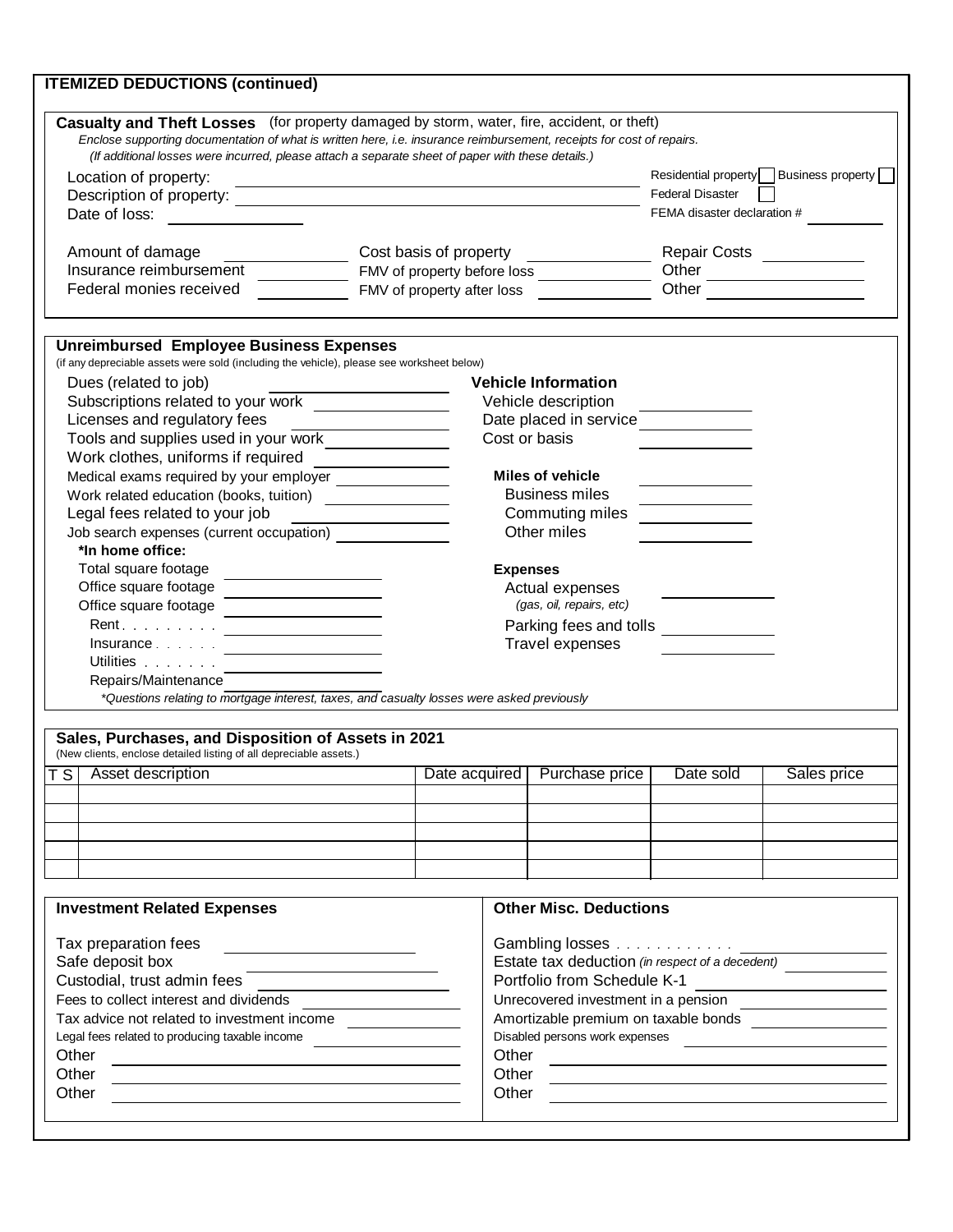## ITEMIZED DEDUCTIONS (continued)

### Casualty and Theft Losses (for property damaged by storm, water, fire, accident, or theft)

*Enclose supporting documentation of what is written here, i.e. insurance reimbursement, receipts for cost of repairs.*

*(If additional losses were incurred, please attach a separate sheet of paper with these details.)*

Location of property: ____________________ Residential property ☐ Business property ☐

Description of property: ____________________ Federal Disaster ☐

Date of loss: ____________ FEMA disaster declaration # ________

| | | | | | |
|---|---|---|---|---|---|
| Amount of damage | | Cost basis of property | | Repair Costs | |
| Insurance reimbursement | | FMV of property before loss | | Other | |
| Federal monies received | | FMV of property after loss | | Other | |

### Unreimbursed Employee Business Expenses

(if any depreciable assets were sold (including the vehicle), please see worksheet below)

Dues (related to job) ____________

Subscriptions related to your work ____________

Licenses and regulatory fees ____________

Tools and supplies used in your work ____________

Work clothes, uniforms if required ____________

Medical exams required by your employer ____________

Work related education (books, tuition) ____________

Legal fees related to your job ____________

Job search expenses (current occupation) ____________

**\*In home office:**

Total square footage ____________

Office square footage ____________

Office square footage ____________

Rent . . . . . . . . . ____________

Insurance . . . . . . ____________

Utilities . . . . . . . ____________

Repairs/Maintenance ____________

**Vehicle Information**

Vehicle description ____________

Date placed in service ____________

Cost or basis ____________

**Miles of vehicle**

Business miles ____________

Commuting miles ____________

Other miles ____________

**Expenses**

Actual expenses ____________
*(gas, oil, repairs, etc)*

Parking fees and tolls ____________

Travel expenses ____________

*\*Questions relating to mortgage interest, taxes, and casualty losses were asked previously*

### Sales, Purchases, and Disposition of Assets in 2021

(New clients, enclose detailed listing of all depreciable assets.)

| T S | Asset description | Date acquired | Purchase price | Date sold | Sales price |
|---|---|---|---|---|---|
| | | | | | |
| | | | | | |
| | | | | | |
| | | | | | |
| | | | | | |

### Investment Related Expenses

Tax preparation fees ____________

Safe deposit box ____________

Custodial, trust admin fees ____________

Fees to collect interest and dividends ____________

Tax advice not related to investment income ____________

Legal fees related to producing taxable income ____________

Other ____________

Other ____________

Other ____________

### Other Misc. Deductions

Gambling losses . . . . . . . . . . . . ____________

Estate tax deduction *(in respect of a decedent)* ____________

Portfolio from Schedule K-1 ____________

Unrecovered investment in a pension ____________

Amortizable premium on taxable bonds ____________

Disabled persons work expenses ____________

Other ____________

Other ____________

Other ____________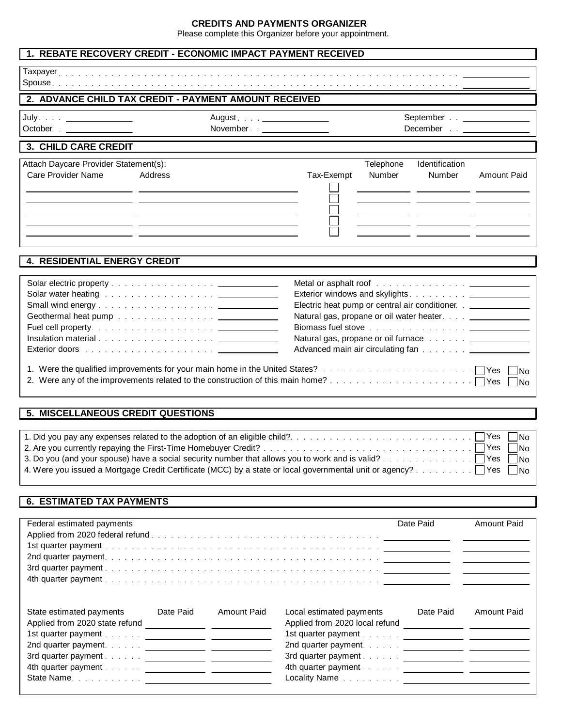# CREDITS AND PAYMENTS ORGANIZER

Please complete this Organizer before your appointment.

## 1. REBATE RECOVERY CREDIT - ECONOMIC IMPACT PAYMENT RECEIVED

Taxpayer . . . . . . . . . . . . . . . . . . . . . . . . . . . . . . . . . . . . . . . . . . . . . . . . . . . . . . . . . . . . . . . . . . . . . . . . . . . . . . . . . . _______

Spouse . . . . . . . . . . . . . . . . . . . . . . . . . . . . . . . . . . . . . . . . . . . . . . . . . . . . . . . . . . . . . . . . . . . . . . . . . . . . . . . . . . _______

## 2. ADVANCE CHILD TAX CREDIT - PAYMENT AMOUNT RECEIVED

| | | |
|---|---|---|
| July . . . . _______ | August . . . . _______ | September . . _______ |
| October . . _______ | November . . _______ | December . . _______ |

## 3. CHILD CARE CREDIT

Attach Daycare Provider Statement(s):

| Care Provider Name | Address | Tax-Exempt | Telephone Number | Identification Number | Amount Paid |
|---|---|---|---|---|---|
| | | ☐ | | | |
| | | ☐ | | | |
| | | ☐ | | | |
| | | ☐ | | | |
| | | ☐ | | | |

## 4. RESIDENTIAL ENERGY CREDIT

| | | | |
|---|---|---|---|
| Solar electric property | _______ | Metal or asphalt roof | _______ |
| Solar water heating | _______ | Exterior windows and skylights | _______ |
| Small wind energy | _______ | Electric heat pump or central air conditioner | _______ |
| Geothermal heat pump | _______ | Natural gas, propane or oil water heater | _______ |
| Fuel cell property | _______ | Biomass fuel stove | _______ |
| Insulation material | _______ | Natural gas, propane or oil furnace | _______ |
| Exterior doors | _______ | Advanced main air circulating fan | _______ |

1. Were the qualified improvements for your main home in the United States? . . . . . . . . . ☐ Yes ☐ No
2. Were any of the improvements related to the construction of this main home? . . . . . . . . . ☐ Yes ☐ No

## 5. MISCELLANEOUS CREDIT QUESTIONS

1. Did you pay any expenses related to the adoption of an eligible child? . . . . . . . . . ☐ Yes ☐ No
2. Are you currently repaying the First-Time Homebuyer Credit? . . . . . . . . . ☐ Yes ☐ No
3. Do you (and your spouse) have a social security number that allows you to work and is valid? . . . . . . . . . ☐ Yes ☐ No
4. Were you issued a Mortgage Credit Certificate (MCC) by a state or local governmental unit or agency? . . . . . . . . . ☐ Yes ☐ No

## 6. ESTIMATED TAX PAYMENTS

| Federal estimated payments | Date Paid | Amount Paid |
|---|---|---|
| Applied from 2020 federal refund | | |
| 1st quarter payment | | |
| 2nd quarter payment | | |
| 3rd quarter payment | | |
| 4th quarter payment | | |

| State estimated payments | Date Paid | Amount Paid | Local estimated payments | Date Paid | Amount Paid |
|---|---|---|---|---|---|
| Applied from 2020 state refund | | | Applied from 2020 local refund | | |
| 1st quarter payment | | | 1st quarter payment | | |
| 2nd quarter payment | | | 2nd quarter payment | | |
| 3rd quarter payment | | | 3rd quarter payment | | |
| 4th quarter payment | | | 4th quarter payment | | |
| State Name | | | Locality Name | | |